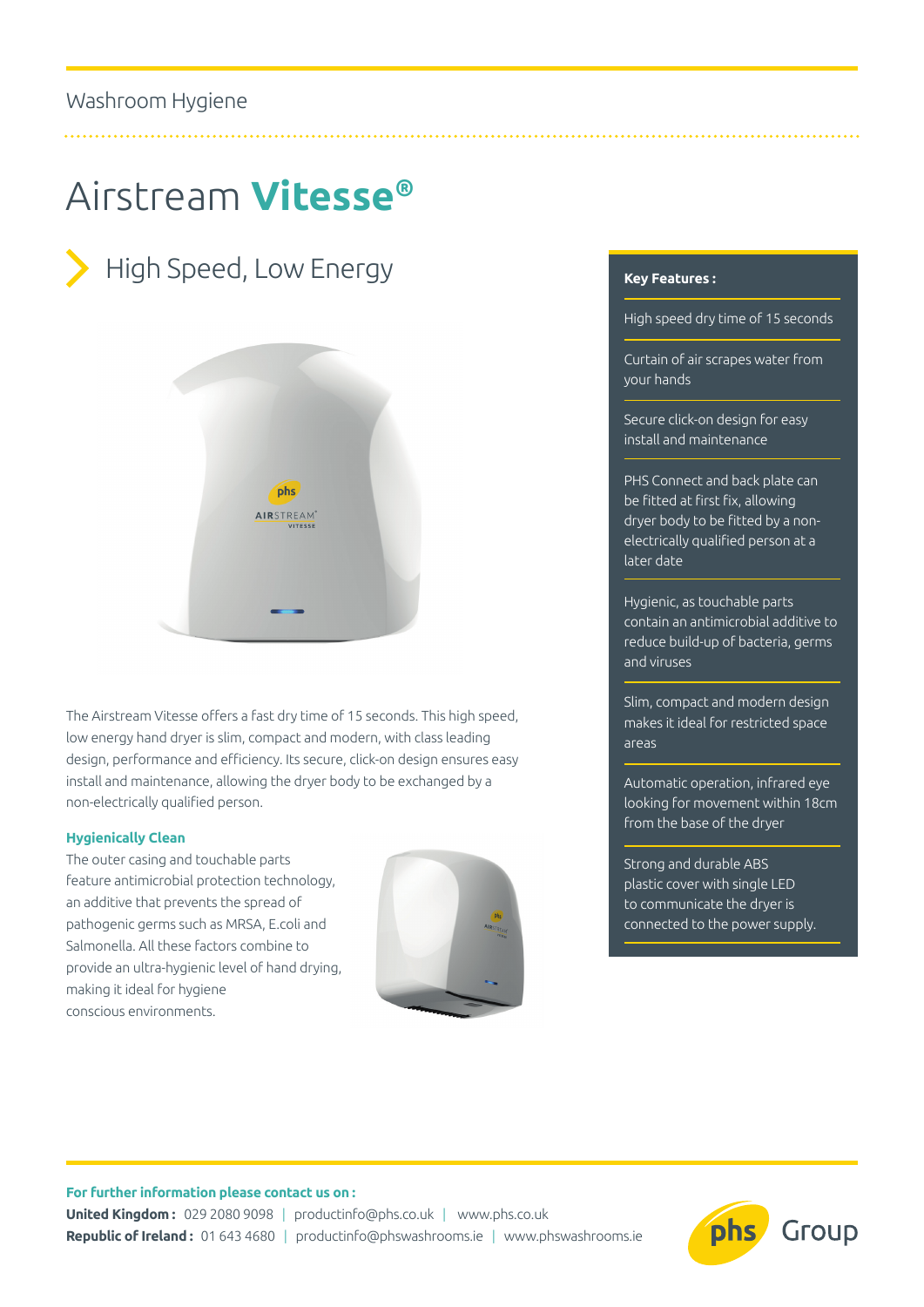Washroom Hygiene

# Airstream **Vitesse®**

## High Speed, Low Energy

The Airstream Vitesse offers a fast dry time of 15 seconds. This high speed, low energy hand dryer is slim, compact and modern, with class leading design, performance and efficiency. Its secure, click-on design ensures easy install and maintenance, allowing the dryer body to be exchanged by a non-electrically qualified person.

### Hygienically Clean

The outer casing and touchable parts feature antimicrobial protection technology, an additive that prevents the spread of pathogenic germs such as MRSA, E.coli and Salmonella. All these factors combine to provide an ultra-hygienic level of hand drying, making it ideal for hygiene conscious environments.

**Key Features:**

- High speed dry time of 15 seconds
- Curtain of air scrapes water from your hands
- Secure click-on design for easy install and maintenance
- PHS Connect and back plate can be fitted at first fix, allowing dryer body to be fitted by a non-electrically qualified person at a later date
- Hygienic, as touchable parts contain an antimicrobial additive to reduce build-up of bacteria, germs and viruses
- Slim, compact and modern design makes it ideal for restricted space areas
- Automatic operation, infrared eye looking for movement within 18cm from the base of the dryer
- Strong and durable ABS plastic cover with single LED to communicate the dryer is connected to the power supply.

**For further information please contact us on:**

**United Kingdom:** 029 2080 9098 | productinfo@phs.co.uk | www.phs.co.uk

**Republic of Ireland:** 01 643 4680 | productinfo@phswashrooms.ie | www.phswashrooms.ie

phs Group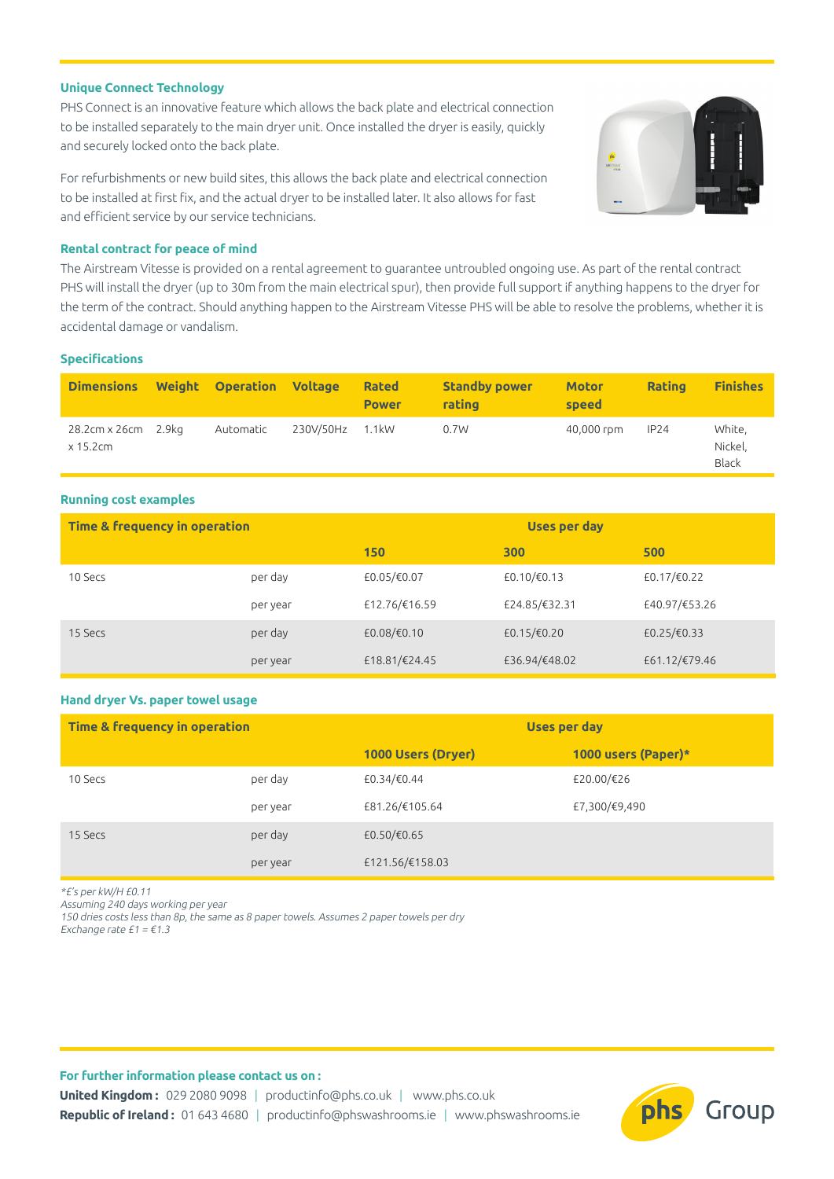## Unique Connect Technology

PHS Connect is an innovative feature which allows the back plate and electrical connection to be installed separately to the main dryer unit. Once installed the dryer is easily, quickly and securely locked onto the back plate.

For refurbishments or new build sites, this allows the back plate and electrical connection to be installed at first fix, and the actual dryer to be installed later. It also allows for fast and efficient service by our service technicians.

## Rental contract for peace of mind

The Airstream Vitesse is provided on a rental agreement to guarantee untroubled ongoing use. As part of the rental contract PHS will install the dryer (up to 30m from the main electrical spur), then provide full support if anything happens to the dryer for the term of the contract. Should anything happen to the Airstream Vitesse PHS will be able to resolve the problems, whether it is accidental damage or vandalism.

## Specifications

| Dimensions | Weight | Operation | Voltage | Rated Power | Standby power rating | Motor speed | Rating | Finishes |
|---|---|---|---|---|---|---|---|---|
| 28.2cm x 26cm x 15.2cm | 2.9kg | Automatic | 230V/50Hz | 1.1kW | 0.7W | 40,000 rpm | IP24 | White, Nickel, Black |

## Running cost examples

| Time & frequency in operation | | Uses per day | | |
|---|---|---|---|---|
| | | 150 | 300 | 500 |
| 10 Secs | per day | £0.05/€0.07 | £0.10/€0.13 | £0.17/€0.22 |
| | per year | £12.76/€16.59 | £24.85/€32.31 | £40.97/€53.26 |
| 15 Secs | per day | £0.08/€0.10 | £0.15/€0.20 | £0.25/€0.33 |
| | per year | £18.81/€24.45 | £36.94/€48.02 | £61.12/€79.46 |

## Hand dryer Vs. paper towel usage

| Time & frequency in operation | | Uses per day | |
|---|---|---|---|
| | | 1000 Users (Dryer) | 1000 users (Paper)* |
| 10 Secs | per day | £0.34/€0.44 | £20.00/€26 |
| | per year | £81.26/€105.64 | £7,300/€9,490 |
| 15 Secs | per day | £0.50/€0.65 | |
| | per year | £121.56/€158.03 | |

*\*£'s per kW/H £0.11*
*Assuming 240 days working per year*
*150 dries costs less than 8p, the same as 8 paper towels. Assumes 2 paper towels per dry*
*Exchange rate £1 = €1.3*

**For further information please contact us on :**

**United Kingdom :** 029 2080 9098 | productinfo@phs.co.uk | www.phs.co.uk
**Republic of Ireland :** 01 643 4680 | productinfo@phswashrooms.ie | www.phswashrooms.ie

phs Group